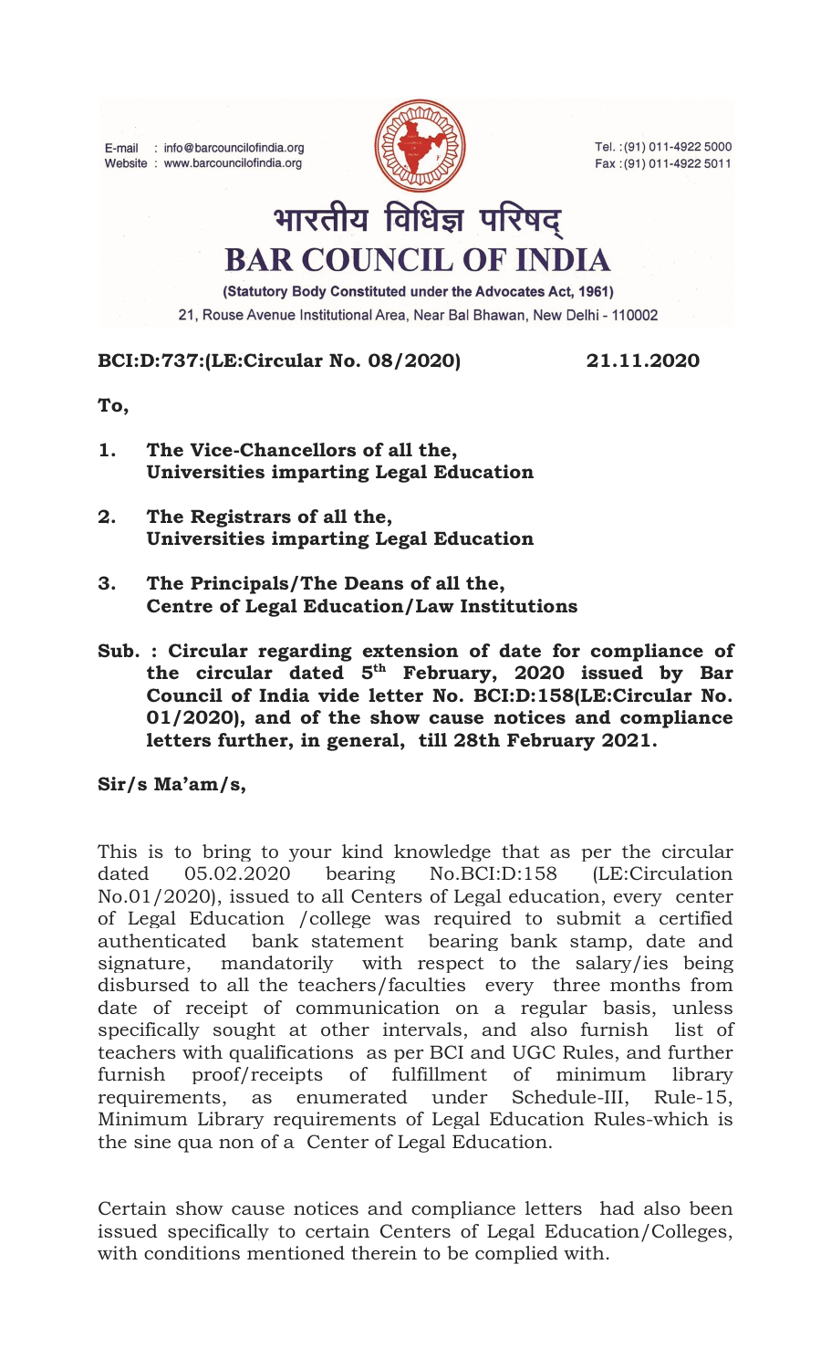E-mail : info@barcouncilofindia.org
Website : www.barcouncilofindia.org

Tel. :(91) 011-4922 5000
Fax :(91) 011-4922 5011

# भारतीय विधिज्ञ परिषद्
# BAR COUNCIL OF INDIA

(Statutory Body Constituted under the Advocates Act, 1961)
21, Rouse Avenue Institutional Area, Near Bal Bhawan, New Delhi - 110002

**BCI:D:737:(LE:Circular No. 08/2020)** **21.11.2020**

**To,**

1. **The Vice-Chancellors of all the, Universities imparting Legal Education**
2. **The Registrars of all the, Universities imparting Legal Education**
3. **The Principals/The Deans of all the, Centre of Legal Education/Law Institutions**

**Sub. : Circular regarding extension of date for compliance of the circular dated 5th February, 2020 issued by Bar Council of India vide letter No. BCI:D:158(LE:Circular No. 01/2020), and of the show cause notices and compliance letters further, in general, till 28th February 2021.**

**Sir/s Ma'am/s,**

This is to bring to your kind knowledge that as per the circular dated 05.02.2020 bearing No.BCI:D:158 (LE:Circulation No.01/2020), issued to all Centers of Legal education, every center of Legal Education /college was required to submit a certified authenticated bank statement bearing bank stamp, date and signature, mandatorily with respect to the salary/ies being disbursed to all the teachers/faculties every three months from date of receipt of communication on a regular basis, unless specifically sought at other intervals, and also furnish list of teachers with qualifications as per BCI and UGC Rules, and further furnish proof/receipts of fulfillment of minimum library requirements, as enumerated under Schedule-III, Rule-15, Minimum Library requirements of Legal Education Rules-which is the sine qua non of a Center of Legal Education.

Certain show cause notices and compliance letters had also been issued specifically to certain Centers of Legal Education/Colleges, with conditions mentioned therein to be complied with.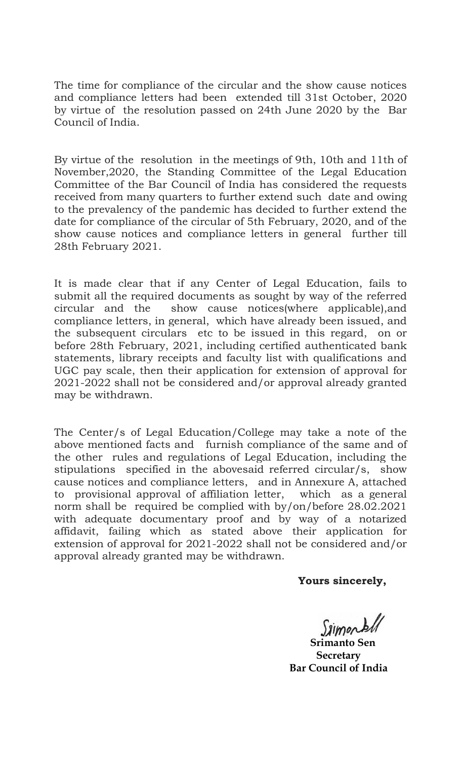The time for compliance of the circular and the show cause notices and compliance letters had been extended till 31st October, 2020 by virtue of the resolution passed on 24th June 2020 by the Bar Council of India.

By virtue of the resolution in the meetings of 9th, 10th and 11th of November,2020, the Standing Committee of the Legal Education Committee of the Bar Council of India has considered the requests received from many quarters to further extend such date and owing to the prevalency of the pandemic has decided to further extend the date for compliance of the circular of 5th February, 2020, and of the show cause notices and compliance letters in general further till 28th February 2021.

It is made clear that if any Center of Legal Education, fails to submit all the required documents as sought by way of the referred circular and the show cause notices(where applicable),and compliance letters, in general, which have already been issued, and the subsequent circulars etc to be issued in this regard, on or before 28th February, 2021, including certified authenticated bank statements, library receipts and faculty list with qualifications and UGC pay scale, then their application for extension of approval for 2021-2022 shall not be considered and/or approval already granted may be withdrawn.

The Center/s of Legal Education/College may take a note of the above mentioned facts and furnish compliance of the same and of the other rules and regulations of Legal Education, including the stipulations specified in the abovesaid referred circular/s, show cause notices and compliance letters, and in Annexure A, attached to provisional approval of affiliation letter, which as a general norm shall be required be complied with by/on/before 28.02.2021 with adequate documentary proof and by way of a notarized affidavit, failing which as stated above their application for extension of approval for 2021-2022 shall not be considered and/or approval already granted may be withdrawn.

**Yours sincerely,**

Srimanto Sen

**Srimanto Sen**
**Secretary**
**Bar Council of India**